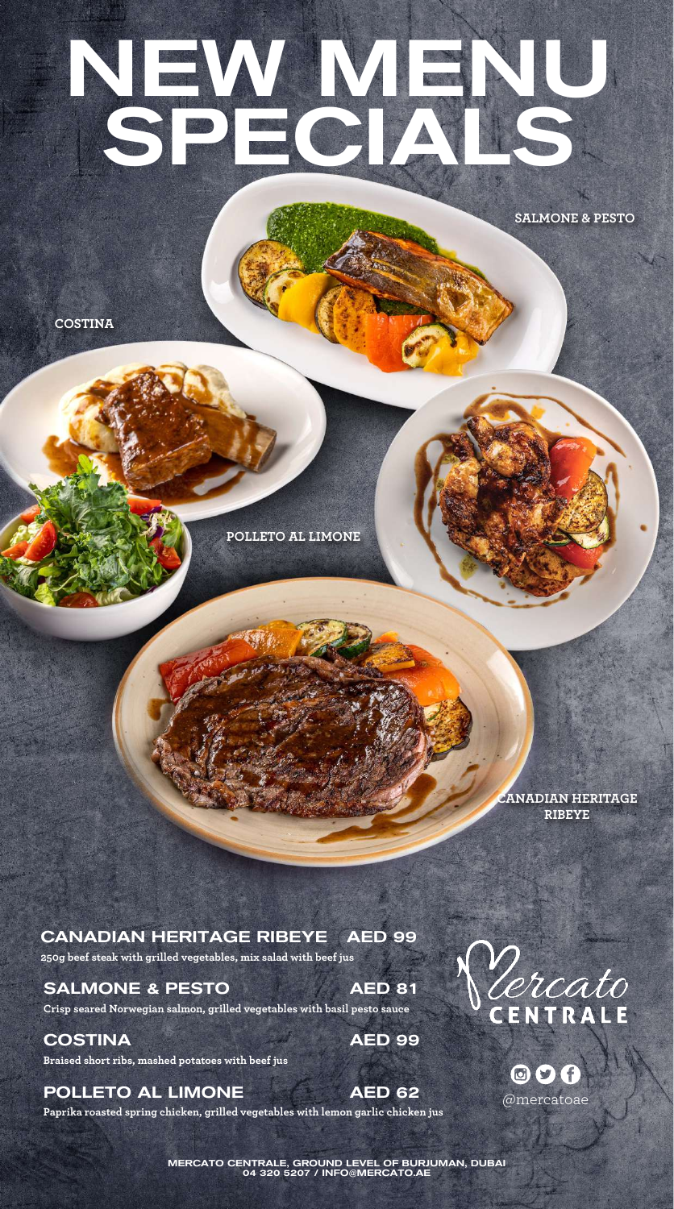# NEW MENU SPECIALS

SALMONE & PESTO

COSTINA

POLLETO AL LIMONE

CANADIAN HERITAGE RIBEYE

## CANADIAN HERITAGE RIBEYE AED 99

250g beef steak with grilled vegetables, mix salad with beef jus

## SALMONE & PESTO AED 81

Crisp seared Norwegian salmon, grilled vegetables with basil pesto sauce

## COSTINA AED 99

Braised short ribs, mashed potatoes with beef jus

## POLLETO AL LIMONE AED 62

Paprika roasted spring chicken, grilled vegetables with lemon garlic chicken jus

Mercato CENTRALE

@mercatoae

MERCATO CENTRALE, GROUND LEVEL OF BURJUMAN, DUBAI
04 320 5207 / INFO@MERCATO.AE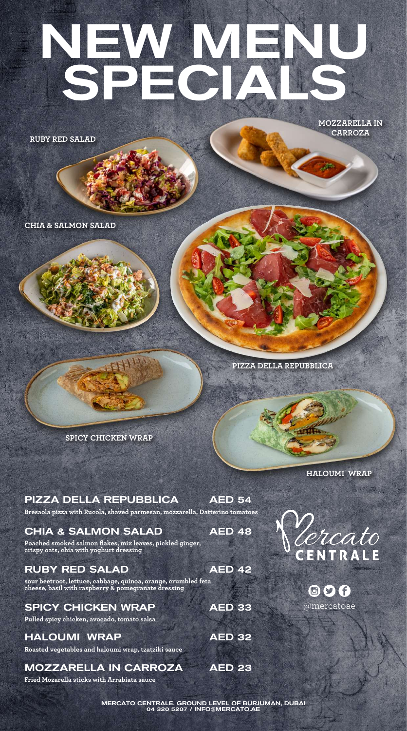# NEW MENU SPECIALS

RUBY RED SALAD

MOZZARELLA IN CARROZA

CHIA & SALMON SALAD

PIZZA DELLA REPUBBLICA

SPICY CHICKEN WRAP

HALOUMI WRAP

## PIZZA DELLA REPUBBLICA — AED 54

Bresaola pizza with Rucola, shaved parmesan, mozzarella, Datterino tomatoes

## CHIA & SALMON SALAD — AED 48

Poached smoked salmon flakes, mix leaves, pickled ginger, crispy oats, chia with yoghurt dressing

## RUBY RED SALAD — AED 42

sour beetroot, lettuce, cabbage, quinoa, orange, crumbled feta cheese, basil with raspberry & pomegranate dressing

## SPICY CHICKEN WRAP — AED 33

Pulled spicy chicken, avocado, tomato salsa

## HALOUMI WRAP — AED 32

Roasted vegetables and haloumi wrap, tzatziki sauce

## MOZZARELLA IN CARROZA — AED 23

Fried Mozarella sticks with Arrabiata sauce

Mercato CENTRALE

@mercatoae

MERCATO CENTRALE, GROUND LEVEL OF BURJUMAN, DUBAI
04 320 5207 / INFO@MERCATO.AE